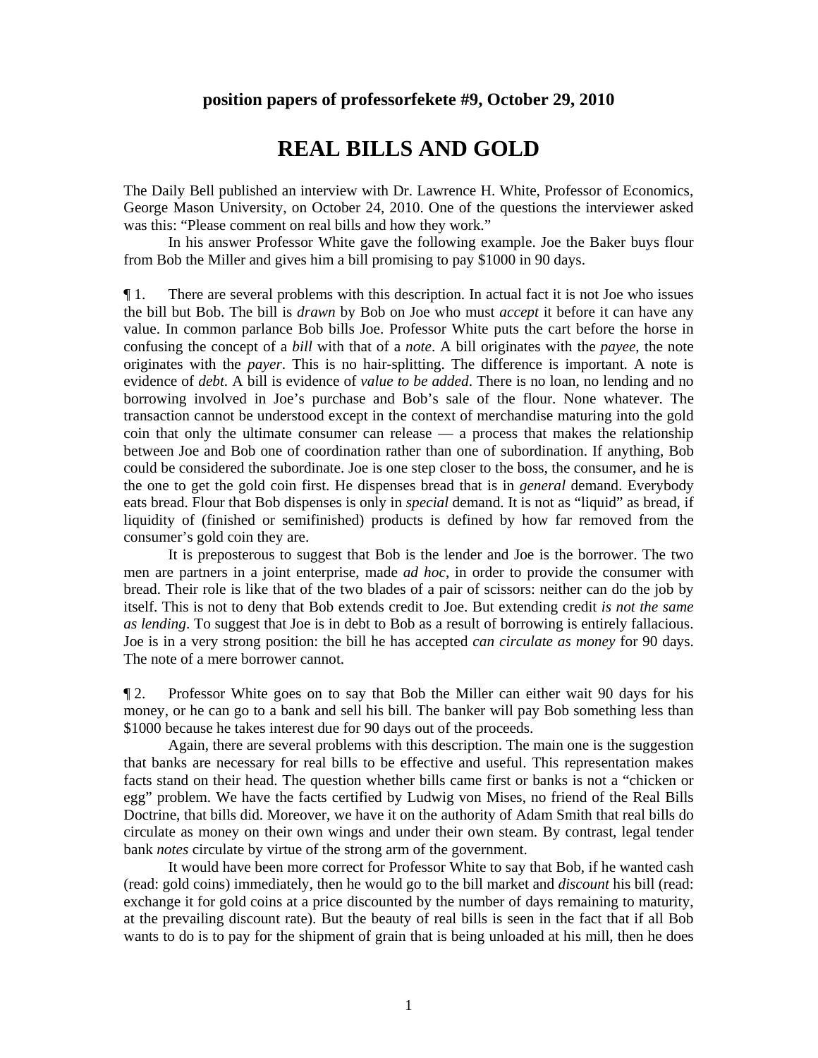**position papers of professorfekete #9, October 29, 2010**

# REAL BILLS AND GOLD

The Daily Bell published an interview with Dr. Lawrence H. White, Professor of Economics, George Mason University, on October 24, 2010. One of the questions the interviewer asked was this: "Please comment on real bills and how they work."

In his answer Professor White gave the following example. Joe the Baker buys flour from Bob the Miller and gives him a bill promising to pay $1000 in 90 days.

¶ 1. There are several problems with this description. In actual fact it is not Joe who issues the bill but Bob. The bill is *drawn* by Bob on Joe who must *accept* it before it can have any value. In common parlance Bob bills Joe. Professor White puts the cart before the horse in confusing the concept of a *bill* with that of a *note*. A bill originates with the *payee*, the note originates with the *payer*. This is no hair-splitting. The difference is important. A note is evidence of *debt*. A bill is evidence of *value to be added*. There is no loan, no lending and no borrowing involved in Joe's purchase and Bob's sale of the flour. None whatever. The transaction cannot be understood except in the context of merchandise maturing into the gold coin that only the ultimate consumer can release — a process that makes the relationship between Joe and Bob one of coordination rather than one of subordination. If anything, Bob could be considered the subordinate. Joe is one step closer to the boss, the consumer, and he is the one to get the gold coin first. He dispenses bread that is in *general* demand. Everybody eats bread. Flour that Bob dispenses is only in *special* demand. It is not as "liquid" as bread, if liquidity of (finished or semifinished) products is defined by how far removed from the consumer's gold coin they are.

It is preposterous to suggest that Bob is the lender and Joe is the borrower. The two men are partners in a joint enterprise, made *ad hoc*, in order to provide the consumer with bread. Their role is like that of the two blades of a pair of scissors: neither can do the job by itself. This is not to deny that Bob extends credit to Joe. But extending credit *is not the same as lending*. To suggest that Joe is in debt to Bob as a result of borrowing is entirely fallacious. Joe is in a very strong position: the bill he has accepted *can circulate as money* for 90 days. The note of a mere borrower cannot.

¶ 2. Professor White goes on to say that Bob the Miller can either wait 90 days for his money, or he can go to a bank and sell his bill. The banker will pay Bob something less than $1000 because he takes interest due for 90 days out of the proceeds.

Again, there are several problems with this description. The main one is the suggestion that banks are necessary for real bills to be effective and useful. This representation makes facts stand on their head. The question whether bills came first or banks is not a "chicken or egg" problem. We have the facts certified by Ludwig von Mises, no friend of the Real Bills Doctrine, that bills did. Moreover, we have it on the authority of Adam Smith that real bills do circulate as money on their own wings and under their own steam. By contrast, legal tender bank *notes* circulate by virtue of the strong arm of the government.

It would have been more correct for Professor White to say that Bob, if he wanted cash (read: gold coins) immediately, then he would go to the bill market and *discount* his bill (read: exchange it for gold coins at a price discounted by the number of days remaining to maturity, at the prevailing discount rate). But the beauty of real bills is seen in the fact that if all Bob wants to do is to pay for the shipment of grain that is being unloaded at his mill, then he does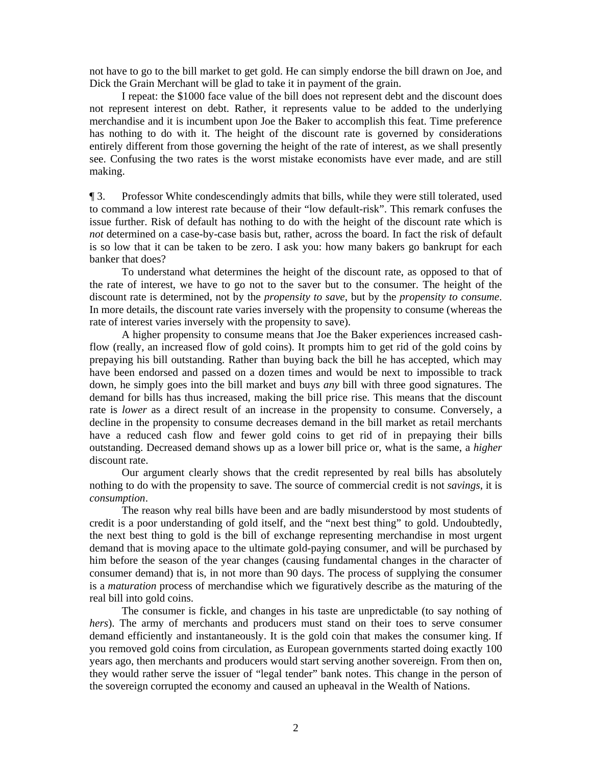not have to go to the bill market to get gold. He can simply endorse the bill drawn on Joe, and Dick the Grain Merchant will be glad to take it in payment of the grain.

I repeat: the $1000 face value of the bill does not represent debt and the discount does not represent interest on debt. Rather, it represents value to be added to the underlying merchandise and it is incumbent upon Joe the Baker to accomplish this feat. Time preference has nothing to do with it. The height of the discount rate is governed by considerations entirely different from those governing the height of the rate of interest, as we shall presently see. Confusing the two rates is the worst mistake economists have ever made, and are still making.

¶ 3. Professor White condescendingly admits that bills, while they were still tolerated, used to command a low interest rate because of their "low default-risk". This remark confuses the issue further. Risk of default has nothing to do with the height of the discount rate which is *not* determined on a case-by-case basis but, rather, across the board. In fact the risk of default is so low that it can be taken to be zero. I ask you: how many bakers go bankrupt for each banker that does?

To understand what determines the height of the discount rate, as opposed to that of the rate of interest, we have to go not to the saver but to the consumer. The height of the discount rate is determined, not by the *propensity to save*, but by the *propensity to consume*. In more details, the discount rate varies inversely with the propensity to consume (whereas the rate of interest varies inversely with the propensity to save).

A higher propensity to consume means that Joe the Baker experiences increased cash-flow (really, an increased flow of gold coins). It prompts him to get rid of the gold coins by prepaying his bill outstanding. Rather than buying back the bill he has accepted, which may have been endorsed and passed on a dozen times and would be next to impossible to track down, he simply goes into the bill market and buys *any* bill with three good signatures. The demand for bills has thus increased, making the bill price rise. This means that the discount rate is *lower* as a direct result of an increase in the propensity to consume. Conversely, a decline in the propensity to consume decreases demand in the bill market as retail merchants have a reduced cash flow and fewer gold coins to get rid of in prepaying their bills outstanding. Decreased demand shows up as a lower bill price or, what is the same, a *higher* discount rate.

Our argument clearly shows that the credit represented by real bills has absolutely nothing to do with the propensity to save. The source of commercial credit is not *savings*, it is *consumption*.

The reason why real bills have been and are badly misunderstood by most students of credit is a poor understanding of gold itself, and the "next best thing" to gold. Undoubtedly, the next best thing to gold is the bill of exchange representing merchandise in most urgent demand that is moving apace to the ultimate gold-paying consumer, and will be purchased by him before the season of the year changes (causing fundamental changes in the character of consumer demand) that is, in not more than 90 days. The process of supplying the consumer is a *maturation* process of merchandise which we figuratively describe as the maturing of the real bill into gold coins.

The consumer is fickle, and changes in his taste are unpredictable (to say nothing of *hers*). The army of merchants and producers must stand on their toes to serve consumer demand efficiently and instantaneously. It is the gold coin that makes the consumer king. If you removed gold coins from circulation, as European governments started doing exactly 100 years ago, then merchants and producers would start serving another sovereign. From then on, they would rather serve the issuer of "legal tender" bank notes. This change in the person of the sovereign corrupted the economy and caused an upheaval in the Wealth of Nations.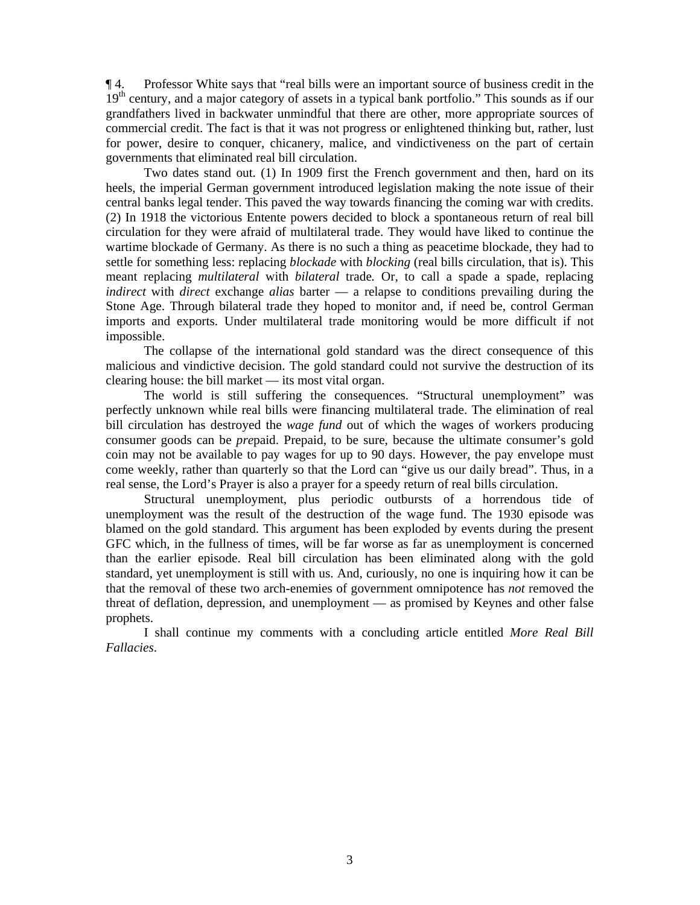¶ 4. Professor White says that "real bills were an important source of business credit in the 19th century, and a major category of assets in a typical bank portfolio." This sounds as if our grandfathers lived in backwater unmindful that there are other, more appropriate sources of commercial credit. The fact is that it was not progress or enlightened thinking but, rather, lust for power, desire to conquer, chicanery, malice, and vindictiveness on the part of certain governments that eliminated real bill circulation.

Two dates stand out. (1) In 1909 first the French government and then, hard on its heels, the imperial German government introduced legislation making the note issue of their central banks legal tender. This paved the way towards financing the coming war with credits. (2) In 1918 the victorious Entente powers decided to block a spontaneous return of real bill circulation for they were afraid of multilateral trade. They would have liked to continue the wartime blockade of Germany. As there is no such a thing as peacetime blockade, they had to settle for something less: replacing *blockade* with *blocking* (real bills circulation, that is). This meant replacing *multilateral* with *bilateral* trade. Or, to call a spade a spade, replacing *indirect* with *direct* exchange *alias* barter — a relapse to conditions prevailing during the Stone Age. Through bilateral trade they hoped to monitor and, if need be, control German imports and exports. Under multilateral trade monitoring would be more difficult if not impossible.

The collapse of the international gold standard was the direct consequence of this malicious and vindictive decision. The gold standard could not survive the destruction of its clearing house: the bill market — its most vital organ.

The world is still suffering the consequences. "Structural unemployment" was perfectly unknown while real bills were financing multilateral trade. The elimination of real bill circulation has destroyed the *wage fund* out of which the wages of workers producing consumer goods can be *pre*paid. Prepaid, to be sure, because the ultimate consumer's gold coin may not be available to pay wages for up to 90 days. However, the pay envelope must come weekly, rather than quarterly so that the Lord can "give us our daily bread". Thus, in a real sense, the Lord's Prayer is also a prayer for a speedy return of real bills circulation.

Structural unemployment, plus periodic outbursts of a horrendous tide of unemployment was the result of the destruction of the wage fund. The 1930 episode was blamed on the gold standard. This argument has been exploded by events during the present GFC which, in the fullness of times, will be far worse as far as unemployment is concerned than the earlier episode. Real bill circulation has been eliminated along with the gold standard, yet unemployment is still with us. And, curiously, no one is inquiring how it can be that the removal of these two arch-enemies of government omnipotence has *not* removed the threat of deflation, depression, and unemployment — as promised by Keynes and other false prophets.

I shall continue my comments with a concluding article entitled *More Real Bill Fallacies*.